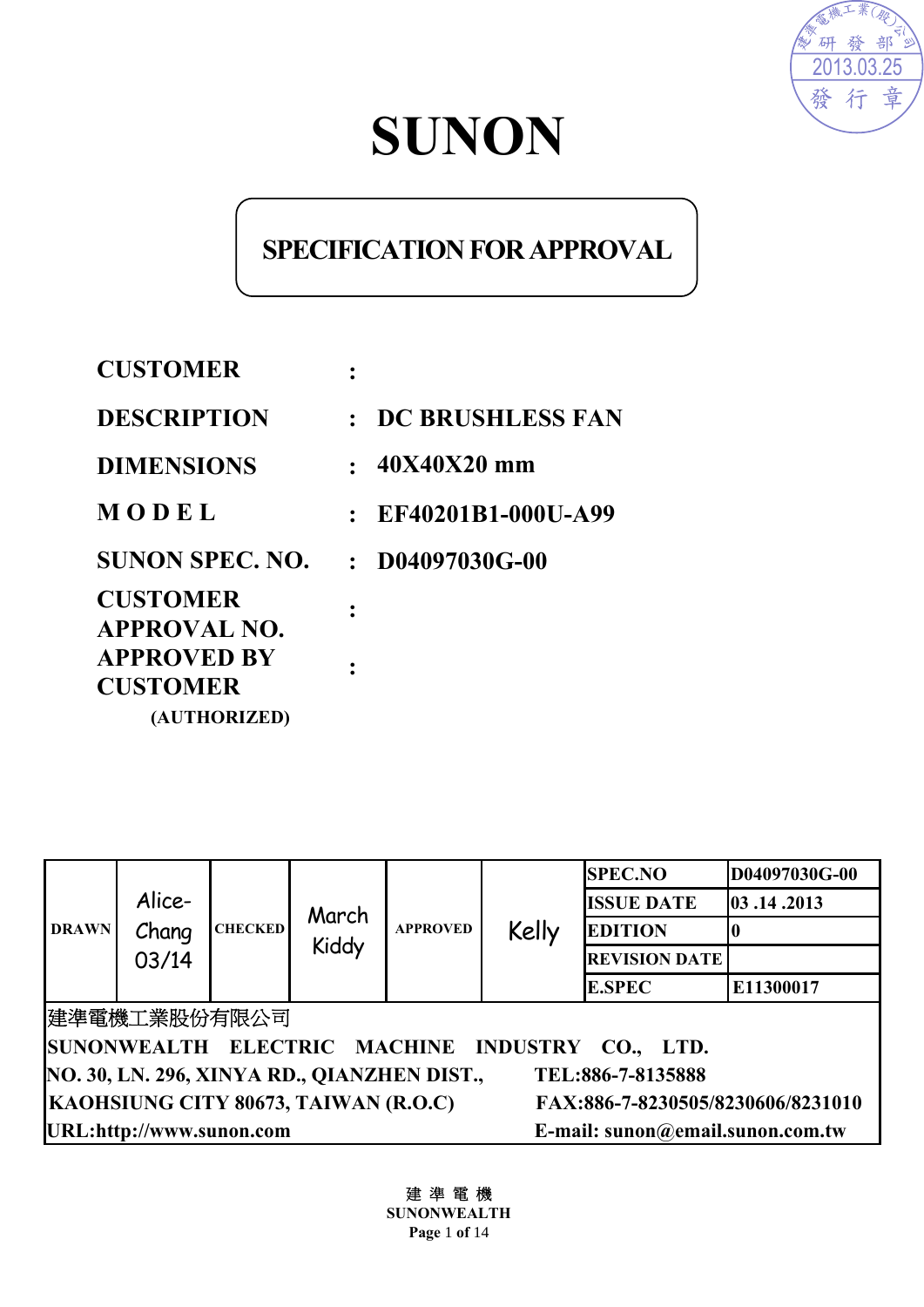# SUNON

## SPECIFICATION FOR APPROVAL

| | | |
|---|---|---|
| **CUSTOMER** | : | |
| **DESCRIPTION** | : | **DC BRUSHLESS FAN** |
| **DIMENSIONS** | : | **40X40X20 mm** |
| **MODEL** | : | **EF40201B1-000U-A99** |
| **SUNON SPEC. NO.** | : | **D04097030G-00** |
| **CUSTOMER APPROVAL NO.** | : | |
| **APPROVED BY CUSTOMER (AUTHORIZED)** | : | |

| DRAWN | Alice-Chang 03/14 | CHECKED | March Kiddy | APPROVED | Kelly | SPEC.NO | D04097030G-00 |
|---|---|---|---|---|---|---|---|
| | | | | | | ISSUE DATE | 03 .14 .2013 |
| | | | | | | EDITION | 0 |
| | | | | | | REVISION DATE | |
| | | | | | | E.SPEC | E11300017 |

建準電機工業股份有限公司
**SUNONWEALTH ELECTRIC MACHINE INDUSTRY CO., LTD.**
**NO. 30, LN. 296, XINYA RD., QIANZHEN DIST., KAOHSIUNG CITY 80673, TAIWAN (R.O.C)**
**TEL:886-7-8135888**
**FAX:886-7-8230505/8230606/8231010**
**URL:http://www.sunon.com**
**E-mail: sunon@email.sunon.com.tw**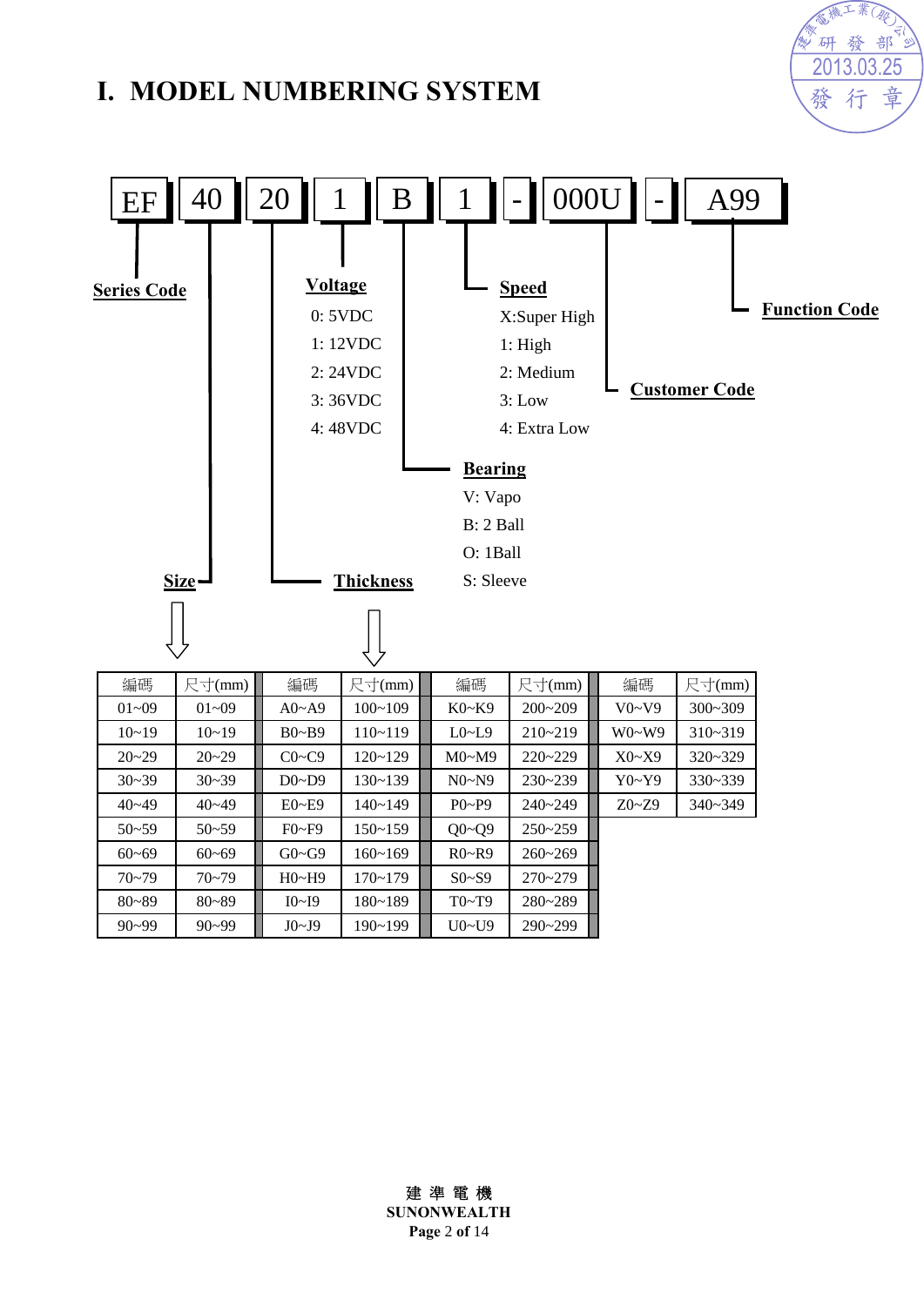# I. MODEL NUMBERING SYSTEM

EF | 40 | 20 | 1 | B | 1 | - | 000U | - | A99

**Series Code** (EF)

**Size** (40)

**Thickness** (20)

**Voltage** (1)
- 0: 5VDC
- 1: 12VDC
- 2: 24VDC
- 3: 36VDC
- 4: 48VDC

**Bearing** (B)
- V: Vapo
- B: 2 Ball
- O: 1Ball
- S: Sleeve

**Speed** (1)
- X:Super High
- 1: High
- 2: Medium
- 3: Low
- 4: Extra Low

**Customer Code** (000U)

**Function Code** (A99)

| 編碼 | 尺寸(mm) | 編碼 | 尺寸(mm) | 編碼 | 尺寸(mm) | 編碼 | 尺寸(mm) |
|---|---|---|---|---|---|---|---|
| 01~09 | 01~09 | A0~A9 | 100~109 | K0~K9 | 200~209 | V0~V9 | 300~309 |
| 10~19 | 10~19 | B0~B9 | 110~119 | L0~L9 | 210~219 | W0~W9 | 310~319 |
| 20~29 | 20~29 | C0~C9 | 120~129 | M0~M9 | 220~229 | X0~X9 | 320~329 |
| 30~39 | 30~39 | D0~D9 | 130~139 | N0~N9 | 230~239 | Y0~Y9 | 330~339 |
| 40~49 | 40~49 | E0~E9 | 140~149 | P0~P9 | 240~249 | Z0~Z9 | 340~349 |
| 50~59 | 50~59 | F0~F9 | 150~159 | Q0~Q9 | 250~259 | | |
| 60~69 | 60~69 | G0~G9 | 160~169 | R0~R9 | 260~269 | | |
| 70~79 | 70~79 | H0~H9 | 170~179 | S0~S9 | 270~279 | | |
| 80~89 | 80~89 | I0~I9 | 180~189 | T0~T9 | 280~289 | | |
| 90~99 | 90~99 | J0~J9 | 190~199 | U0~U9 | 290~299 | | |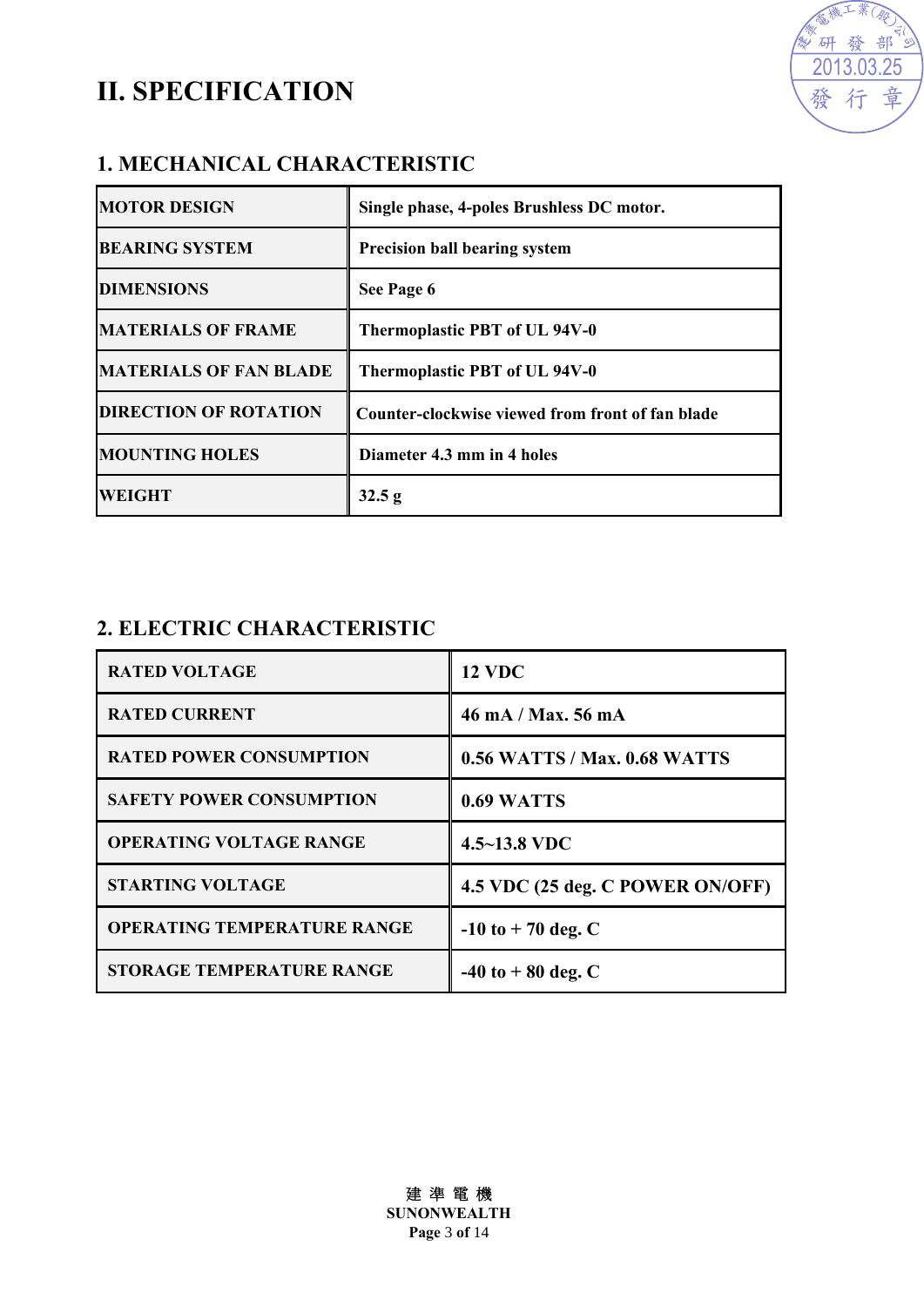# II. SPECIFICATION

## 1. MECHANICAL CHARACTERISTIC

| | |
|---|---|
| MOTOR DESIGN | Single phase, 4-poles Brushless DC motor. |
| BEARING SYSTEM | Precision ball bearing system |
| DIMENSIONS | See Page 6 |
| MATERIALS OF FRAME | Thermoplastic PBT of UL 94V-0 |
| MATERIALS OF FAN BLADE | Thermoplastic PBT of UL 94V-0 |
| DIRECTION OF ROTATION | Counter-clockwise viewed from front of fan blade |
| MOUNTING HOLES | Diameter 4.3 mm in 4 holes |
| WEIGHT | 32.5 g |

## 2. ELECTRIC CHARACTERISTIC

| | |
|---|---|
| RATED VOLTAGE | 12 VDC |
| RATED CURRENT | 46 mA / Max. 56 mA |
| RATED POWER CONSUMPTION | 0.56 WATTS / Max. 0.68 WATTS |
| SAFETY POWER CONSUMPTION | 0.69 WATTS |
| OPERATING VOLTAGE RANGE | 4.5~13.8 VDC |
| STARTING VOLTAGE | 4.5 VDC (25 deg. C POWER ON/OFF) |
| OPERATING TEMPERATURE RANGE | -10 to + 70 deg. C |
| STORAGE TEMPERATURE RANGE | -40 to + 80 deg. C |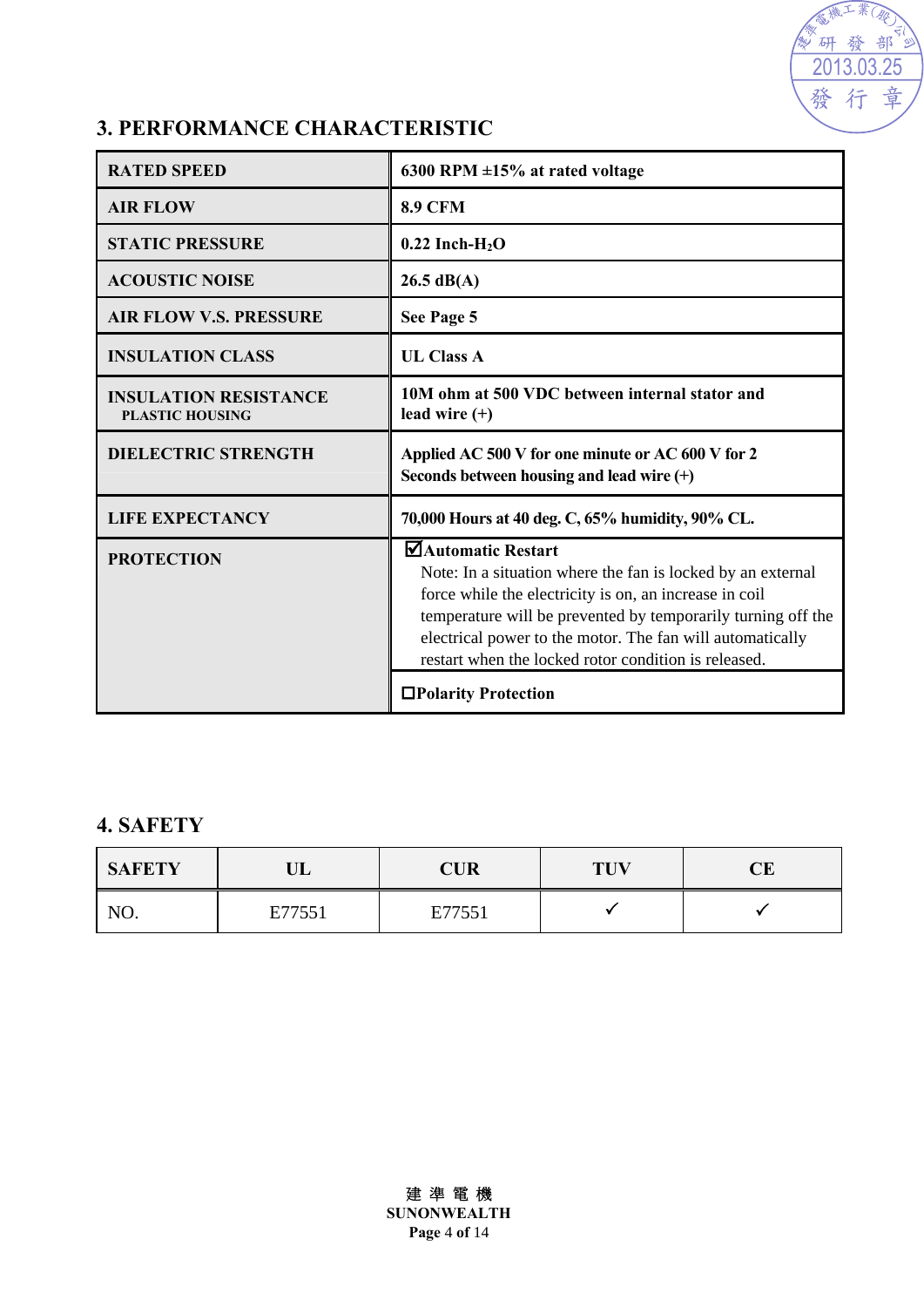## 3. PERFORMANCE CHARACTERISTIC

| | |
|---|---|
| **RATED SPEED** | **6300 RPM ±15% at rated voltage** |
| **AIR FLOW** | **8.9 CFM** |
| **STATIC PRESSURE** | **0.22 Inch-$H_2O$** |
| **ACOUSTIC NOISE** | **26.5 dB(A)** |
| **AIR FLOW V.S. PRESSURE** | **See Page 5** |
| **INSULATION CLASS** | **UL Class A** |
| **INSULATION RESISTANCE**<br>**PLASTIC HOUSING** | **10M ohm at 500 VDC between internal stator and lead wire (+)** |
| **DIELECTRIC STRENGTH** | **Applied AC 500 V for one minute or AC 600 V for 2 Seconds between housing and lead wire (+)** |
| **LIFE EXPECTANCY** | **70,000 Hours at 40 deg. C, 65% humidity, 90% CL.** |
| **PROTECTION** | ☑**Automatic Restart**<br>Note: In a situation where the fan is locked by an external force while the electricity is on, an increase in coil temperature will be prevented by temporarily turning off the electrical power to the motor. The fan will automatically restart when the locked rotor condition is released. |
| | ☐**Polarity Protection** |

## 4. SAFETY

| SAFETY | UL | CUR | TUV | CE |
|---|---|---|---|---|
| NO. | E77551 | E77551 | ✓ | ✓ |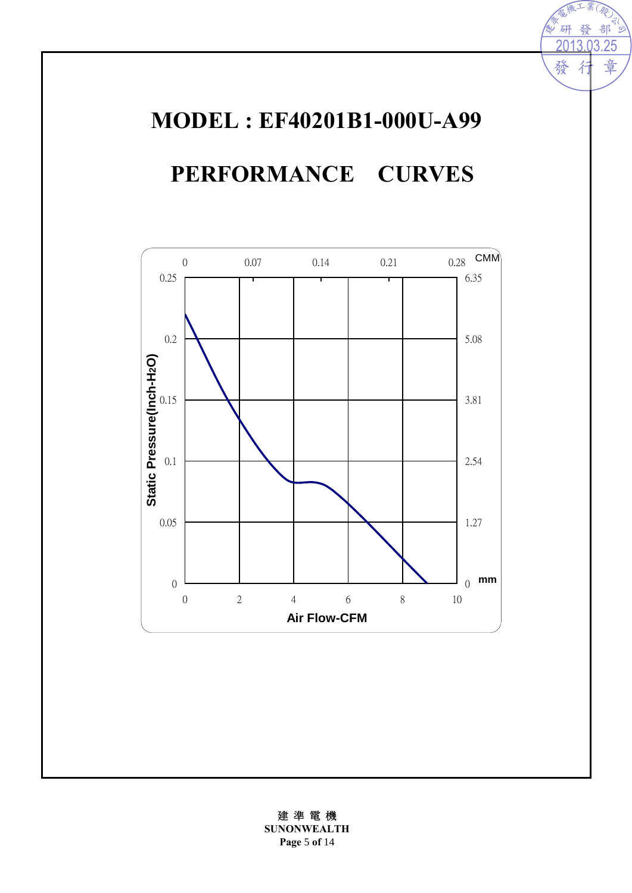# MODEL : EF40201B1-000U-A99

## PERFORMANCE CURVES

Static Pressure(Inch-$H_2O$)

Air Flow-CFM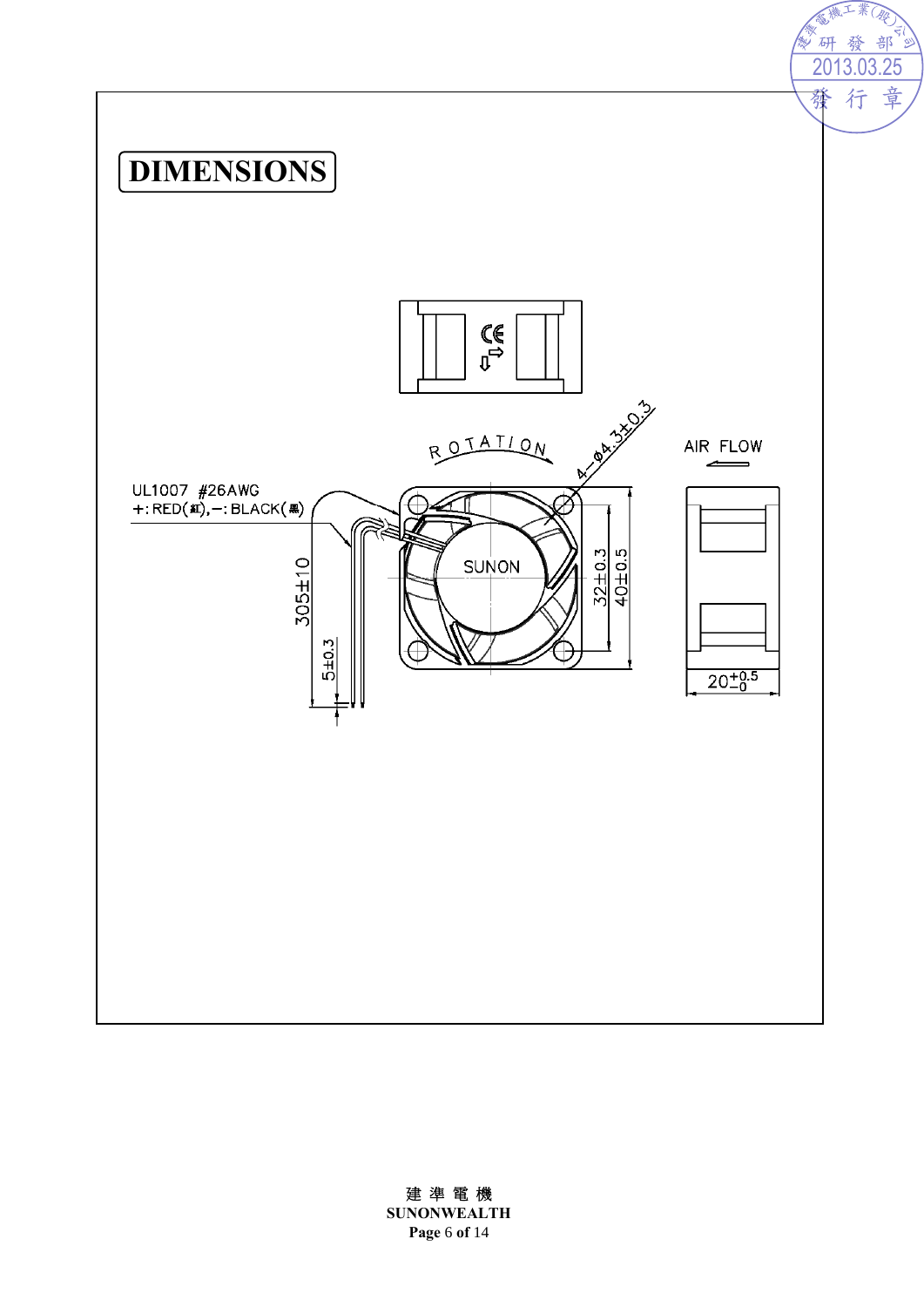# DIMENSIONS

ROTATION

4−Ø4.3±0.3

AIR FLOW

UL1007 #26AWG

+: RED(紅), −: BLACK(黑)

SUNON

305±10

5±0.3

32±0.3

40±0.5

$20^{+0.5}_{-0}$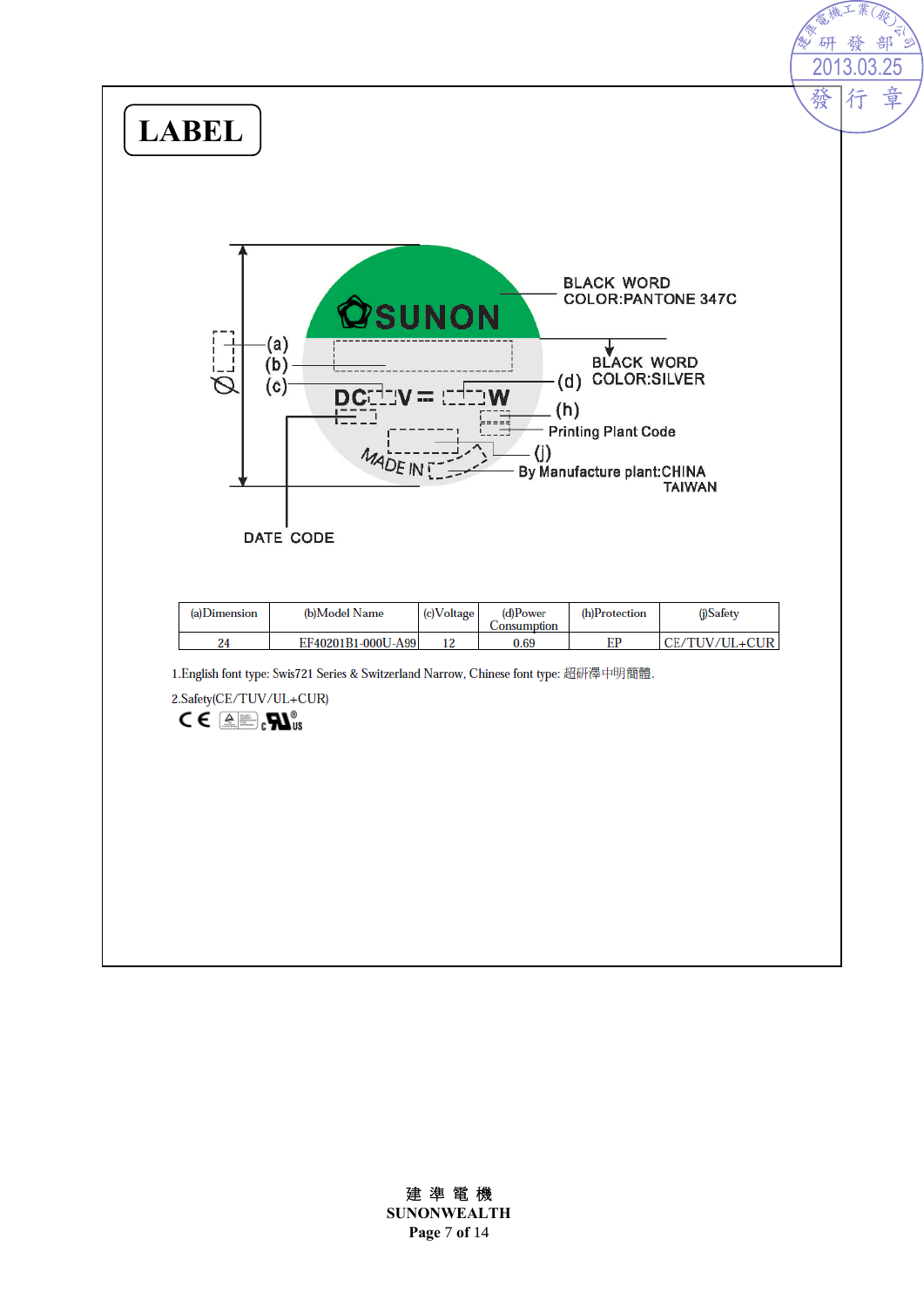# LABEL

SUNON

BLACK WORD
COLOR:PANTONE 347C

(a)
(b)
(c)

DC V = W

(d) BLACK WORD
COLOR:SILVER

(h)

Printing Plant Code

MADE IN

(j)

By Manufacture plant:CHINA
TAIWAN

DATE CODE

| (a)Dimension | (b)Model Name | (c)Voltage | (d)Power Consumption | (h)Protection | (j)Safety |
|---|---|---|---|---|---|
| 24 | EF40201B1-000U-A99 | 12 | 0.69 | EP | CE/TUV/UL+CUR |

1.English font type: Swis721 Series & Switzerland Narrow, Chinese font type: 超研澤中明簡體.

2.Safety(CE/TUV/UL+CUR)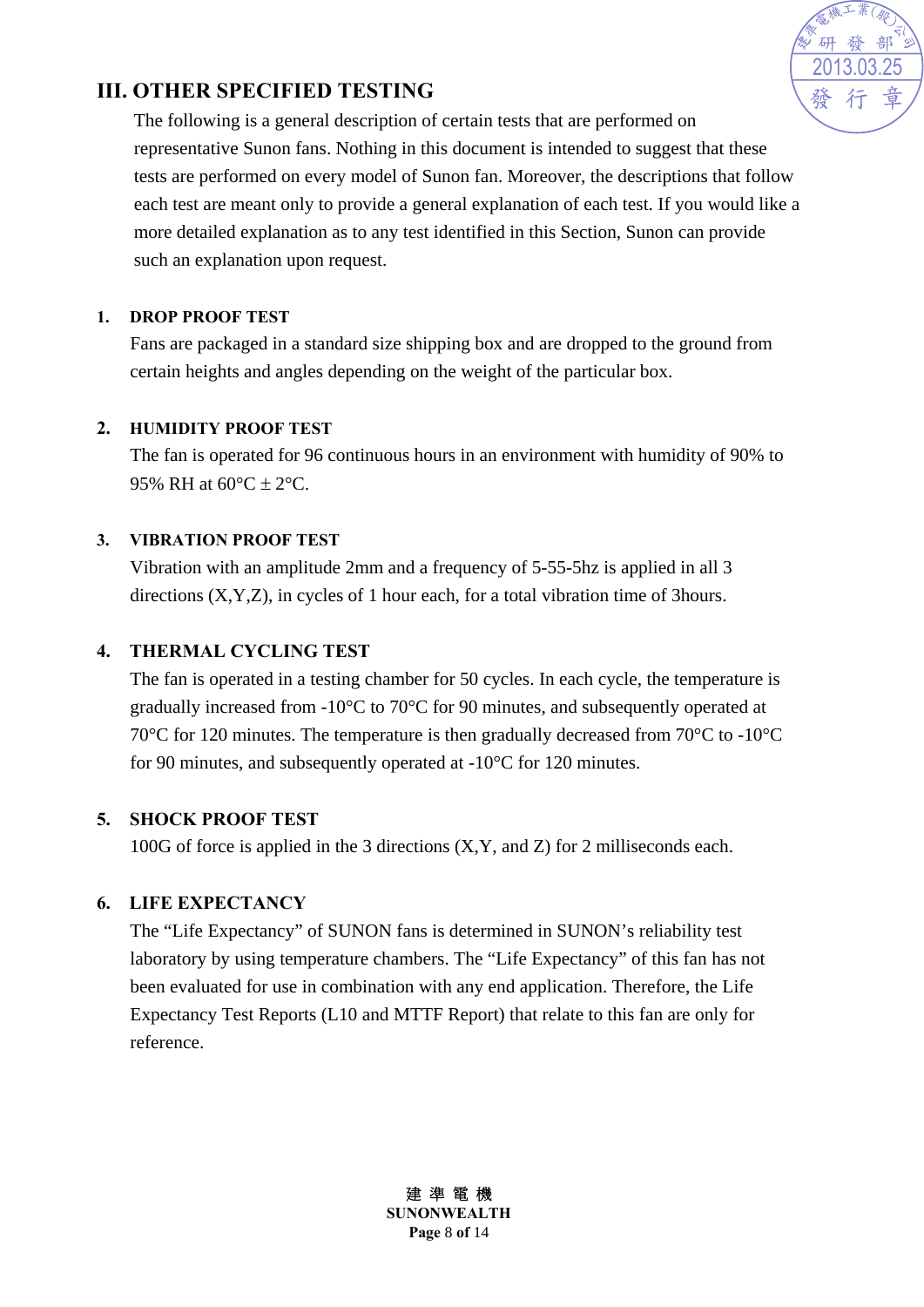## III. OTHER SPECIFIED TESTING

The following is a general description of certain tests that are performed on representative Sunon fans. Nothing in this document is intended to suggest that these tests are performed on every model of Sunon fan. Moreover, the descriptions that follow each test are meant only to provide a general explanation of each test. If you would like a more detailed explanation as to any test identified in this Section, Sunon can provide such an explanation upon request.

### 1. DROP PROOF TEST

Fans are packaged in a standard size shipping box and are dropped to the ground from certain heights and angles depending on the weight of the particular box.

### 2. HUMIDITY PROOF TEST

The fan is operated for 96 continuous hours in an environment with humidity of 90% to 95% RH at 60°C ± 2°C.

### 3. VIBRATION PROOF TEST

Vibration with an amplitude 2mm and a frequency of 5-55-5hz is applied in all 3 directions (X,Y,Z), in cycles of 1 hour each, for a total vibration time of 3hours.

### 4. THERMAL CYCLING TEST

The fan is operated in a testing chamber for 50 cycles. In each cycle, the temperature is gradually increased from -10°C to 70°C for 90 minutes, and subsequently operated at 70°C for 120 minutes. The temperature is then gradually decreased from 70°C to -10°C for 90 minutes, and subsequently operated at -10°C for 120 minutes.

### 5. SHOCK PROOF TEST

100G of force is applied in the 3 directions (X,Y, and Z) for 2 milliseconds each.

### 6. LIFE EXPECTANCY

The "Life Expectancy" of SUNON fans is determined in SUNON's reliability test laboratory by using temperature chambers. The "Life Expectancy" of this fan has not been evaluated for use in combination with any end application. Therefore, the Life Expectancy Test Reports (L10 and MTTF Report) that relate to this fan are only for reference.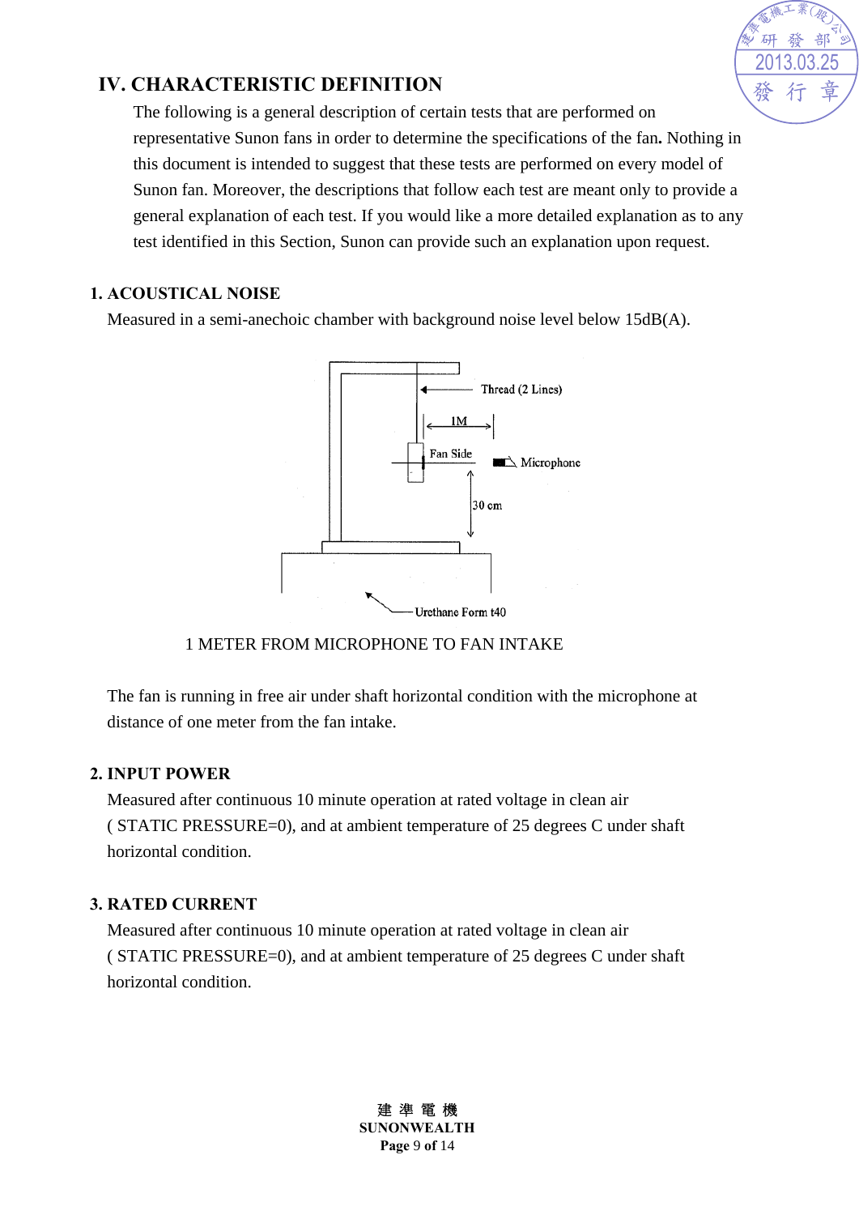## IV. CHARACTERISTIC DEFINITION

The following is a general description of certain tests that are performed on representative Sunon fans in order to determine the specifications of the fan. Nothing in this document is intended to suggest that these tests are performed on every model of Sunon fan. Moreover, the descriptions that follow each test are meant only to provide a general explanation of each test. If you would like a more detailed explanation as to any test identified in this Section, Sunon can provide such an explanation upon request.

### 1. ACOUSTICAL NOISE

Measured in a semi-anechoic chamber with background noise level below 15dB(A).

Thread (2 Lines)

1M

Fan Side

Microphone

30 cm

Urethane Form t40

1 METER FROM MICROPHONE TO FAN INTAKE

The fan is running in free air under shaft horizontal condition with the microphone at distance of one meter from the fan intake.

### 2. INPUT POWER

Measured after continuous 10 minute operation at rated voltage in clean air ( STATIC PRESSURE=0), and at ambient temperature of 25 degrees C under shaft horizontal condition.

### 3. RATED CURRENT

Measured after continuous 10 minute operation at rated voltage in clean air ( STATIC PRESSURE=0), and at ambient temperature of 25 degrees C under shaft horizontal condition.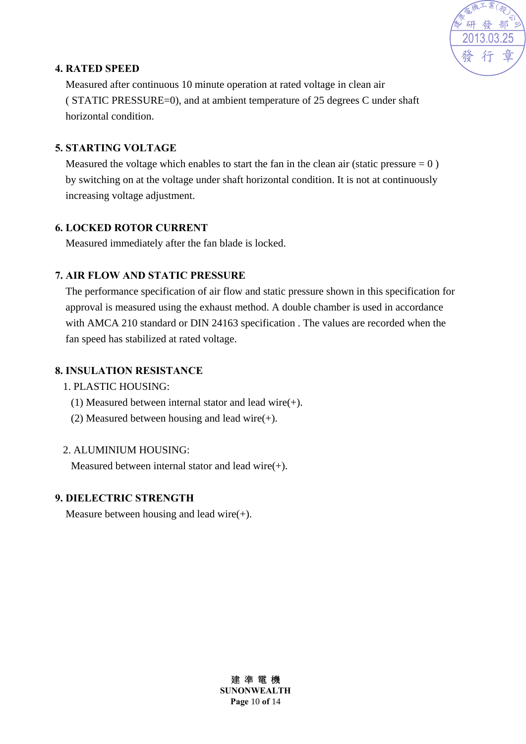**4. RATED SPEED**

Measured after continuous 10 minute operation at rated voltage in clean air ( STATIC PRESSURE=0), and at ambient temperature of 25 degrees C under shaft horizontal condition.

**5. STARTING VOLTAGE**

Measured the voltage which enables to start the fan in the clean air (static pressure = 0 ) by switching on at the voltage under shaft horizontal condition. It is not at continuously increasing voltage adjustment.

**6. LOCKED ROTOR CURRENT**

Measured immediately after the fan blade is locked.

**7. AIR FLOW AND STATIC PRESSURE**

The performance specification of air flow and static pressure shown in this specification for approval is measured using the exhaust method. A double chamber is used in accordance with AMCA 210 standard or DIN 24163 specification . The values are recorded when the fan speed has stabilized at rated voltage.

**8. INSULATION RESISTANCE**

1. PLASTIC HOUSING:
   - (1) Measured between internal stator and lead wire(+).
   - (2) Measured between housing and lead wire(+).

2. ALUMINIUM HOUSING:

   Measured between internal stator and lead wire(+).

**9. DIELECTRIC STRENGTH**

Measure between housing and lead wire(+).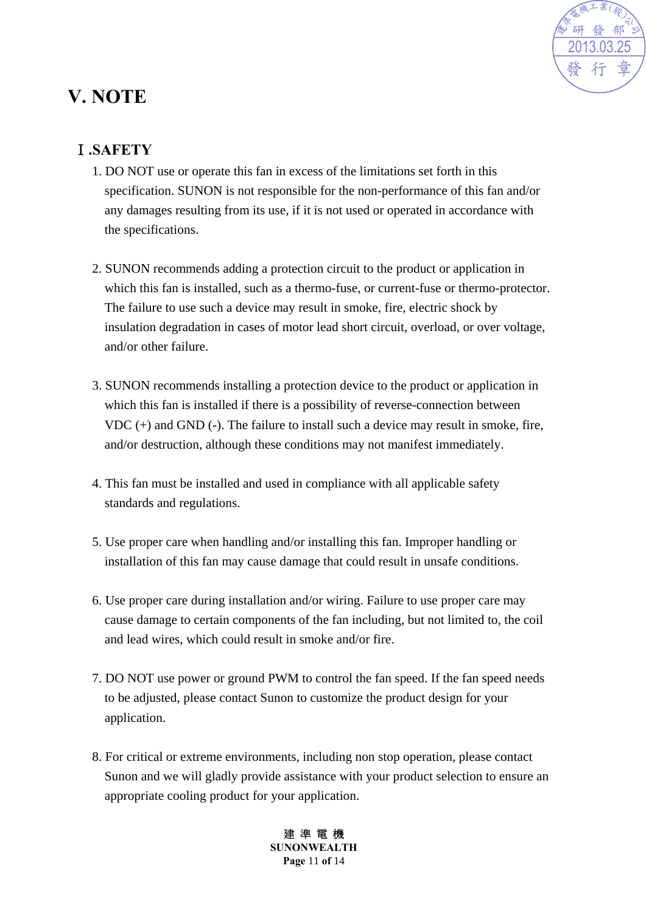# V. NOTE

## Ⅰ.SAFETY

1. DO NOT use or operate this fan in excess of the limitations set forth in this specification. SUNON is not responsible for the non-performance of this fan and/or any damages resulting from its use, if it is not used or operated in accordance with the specifications.

2. SUNON recommends adding a protection circuit to the product or application in which this fan is installed, such as a thermo-fuse, or current-fuse or thermo-protector. The failure to use such a device may result in smoke, fire, electric shock by insulation degradation in cases of motor lead short circuit, overload, or over voltage, and/or other failure.

3. SUNON recommends installing a protection device to the product or application in which this fan is installed if there is a possibility of reverse-connection between VDC (+) and GND (-). The failure to install such a device may result in smoke, fire, and/or destruction, although these conditions may not manifest immediately.

4. This fan must be installed and used in compliance with all applicable safety standards and regulations.

5. Use proper care when handling and/or installing this fan. Improper handling or installation of this fan may cause damage that could result in unsafe conditions.

6. Use proper care during installation and/or wiring. Failure to use proper care may cause damage to certain components of the fan including, but not limited to, the coil and lead wires, which could result in smoke and/or fire.

7. DO NOT use power or ground PWM to control the fan speed. If the fan speed needs to be adjusted, please contact Sunon to customize the product design for your application.

8. For critical or extreme environments, including non stop operation, please contact Sunon and we will gladly provide assistance with your product selection to ensure an appropriate cooling product for your application.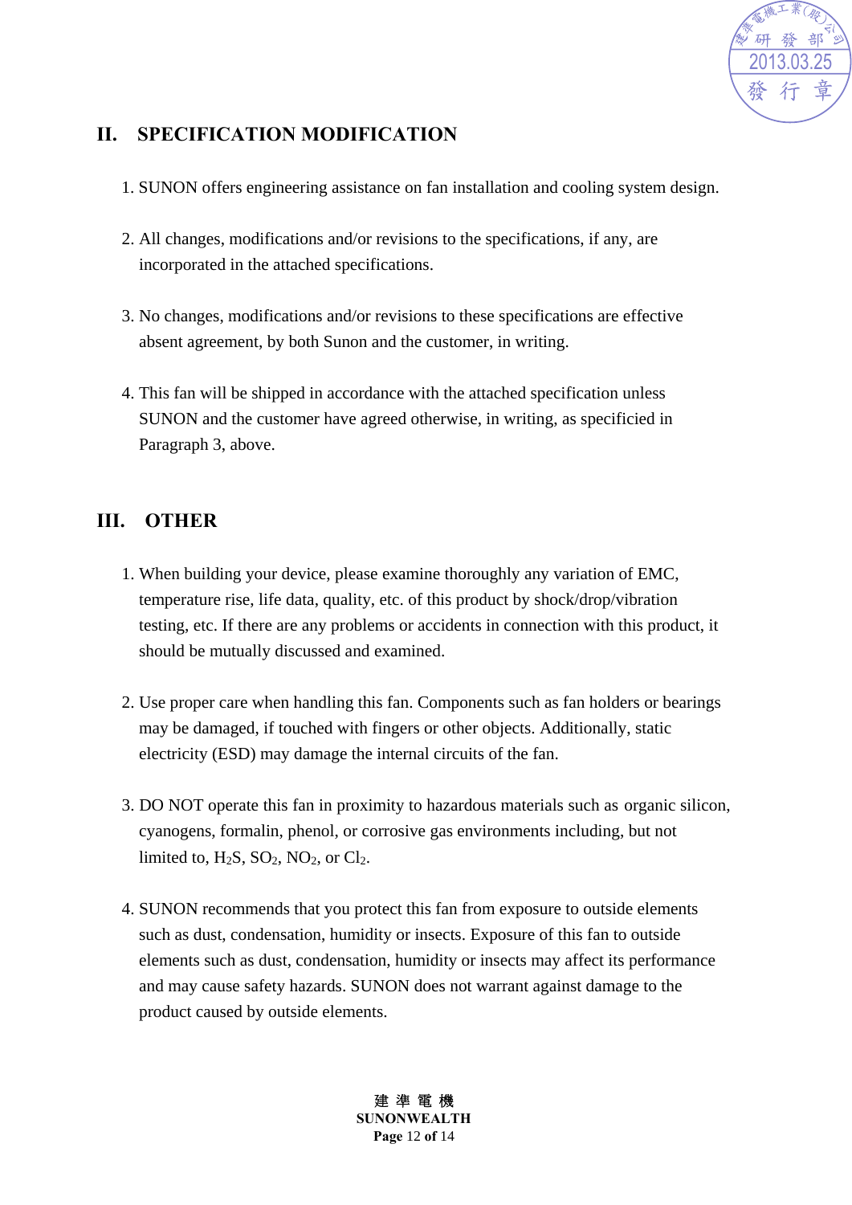## II. SPECIFICATION MODIFICATION

1. SUNON offers engineering assistance on fan installation and cooling system design.

2. All changes, modifications and/or revisions to the specifications, if any, are incorporated in the attached specifications.

3. No changes, modifications and/or revisions to these specifications are effective absent agreement, by both Sunon and the customer, in writing.

4. This fan will be shipped in accordance with the attached specification unless SUNON and the customer have agreed otherwise, in writing, as specificied in Paragraph 3, above.

## III. OTHER

1. When building your device, please examine thoroughly any variation of EMC, temperature rise, life data, quality, etc. of this product by shock/drop/vibration testing, etc. If there are any problems or accidents in connection with this product, it should be mutually discussed and examined.

2. Use proper care when handling this fan. Components such as fan holders or bearings may be damaged, if touched with fingers or other objects. Additionally, static electricity (ESD) may damage the internal circuits of the fan.

3. DO NOT operate this fan in proximity to hazardous materials such as organic silicon, cyanogens, formalin, phenol, or corrosive gas environments including, but not limited to, $H_2S$, $SO_2$, $NO_2$, or $Cl_2$.

4. SUNON recommends that you protect this fan from exposure to outside elements such as dust, condensation, humidity or insects. Exposure of this fan to outside elements such as dust, condensation, humidity or insects may affect its performance and may cause safety hazards. SUNON does not warrant against damage to the product caused by outside elements.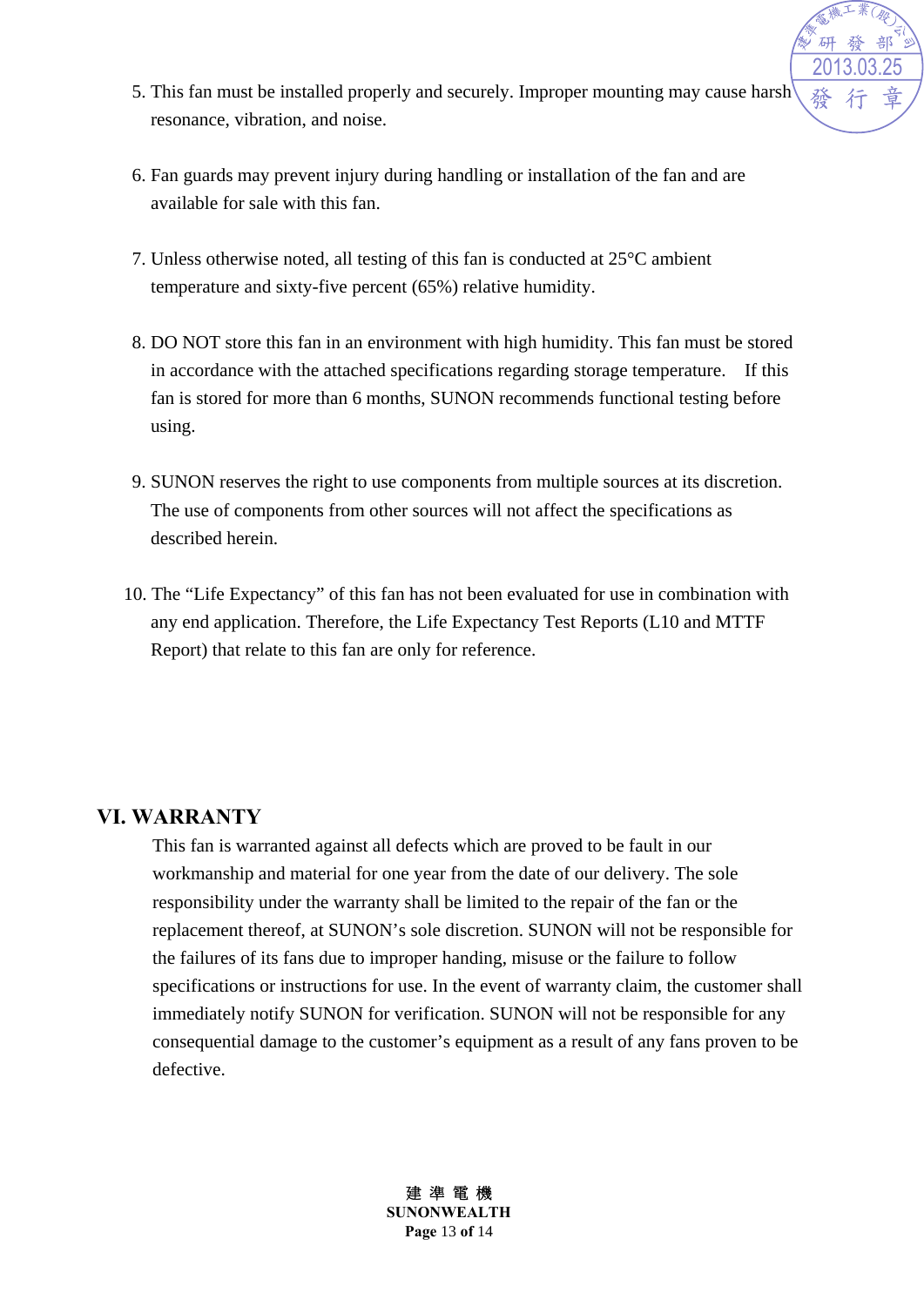5. This fan must be installed properly and securely. Improper mounting may cause harsh resonance, vibration, and noise.

6. Fan guards may prevent injury during handling or installation of the fan and are available for sale with this fan.

7. Unless otherwise noted, all testing of this fan is conducted at 25°C ambient temperature and sixty-five percent (65%) relative humidity.

8. DO NOT store this fan in an environment with high humidity. This fan must be stored in accordance with the attached specifications regarding storage temperature. If this fan is stored for more than 6 months, SUNON recommends functional testing before using.

9. SUNON reserves the right to use components from multiple sources at its discretion. The use of components from other sources will not affect the specifications as described herein.

10. The “Life Expectancy” of this fan has not been evaluated for use in combination with any end application. Therefore, the Life Expectancy Test Reports (L10 and MTTF Report) that relate to this fan are only for reference.

## VI. WARRANTY

This fan is warranted against all defects which are proved to be fault in our workmanship and material for one year from the date of our delivery. The sole responsibility under the warranty shall be limited to the repair of the fan or the replacement thereof, at SUNON’s sole discretion. SUNON will not be responsible for the failures of its fans due to improper handing, misuse or the failure to follow specifications or instructions for use. In the event of warranty claim, the customer shall immediately notify SUNON for verification. SUNON will not be responsible for any consequential damage to the customer’s equipment as a result of any fans proven to be defective.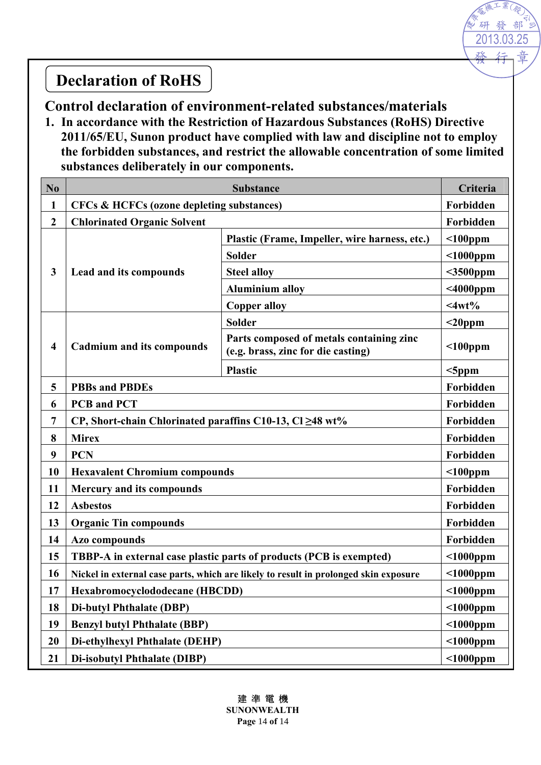## Declaration of RoHS

### Control declaration of environment-related substances/materials

1. In accordance with the Restriction of Hazardous Substances (RoHS) Directive 2011/65/EU, Sunon product have complied with law and discipline not to employ the forbidden substances, and restrict the allowable concentration of some limited substances deliberately in our components.

| No | Substance | | Criteria |
|---|---|---|---|
| 1 | CFCs & HCFCs (ozone depleting substances) | | Forbidden |
| 2 | Chlorinated Organic Solvent | | Forbidden |
| 3 | Lead and its compounds | Plastic (Frame, Impeller, wire harness, etc.) | <100ppm |
| | | Solder | <1000ppm |
| | | Steel alloy | <3500ppm |
| | | Aluminium alloy | <4000ppm |
| | | Copper alloy | <4wt% |
| 4 | Cadmium and its compounds | Solder | <20ppm |
| | | Parts composed of metals containing zinc (e.g. brass, zinc for die casting) | <100ppm |
| | | Plastic | <5ppm |
| 5 | PBBs and PBDEs | | Forbidden |
| 6 | PCB and PCT | | Forbidden |
| 7 | CP, Short-chain Chlorinated paraffins C10-13, Cl ≥48 wt% | | Forbidden |
| 8 | Mirex | | Forbidden |
| 9 | PCN | | Forbidden |
| 10 | Hexavalent Chromium compounds | | <100ppm |
| 11 | Mercury and its compounds | | Forbidden |
| 12 | Asbestos | | Forbidden |
| 13 | Organic Tin compounds | | Forbidden |
| 14 | Azo compounds | | Forbidden |
| 15 | TBBP-A in external case plastic parts of products (PCB is exempted) | | <1000ppm |
| 16 | Nickel in external case parts, which are likely to result in prolonged skin exposure | | <1000ppm |
| 17 | Hexabromocyclododecane (HBCDD) | | <1000ppm |
| 18 | Di-butyl Phthalate (DBP) | | <1000ppm |
| 19 | Benzyl butyl Phthalate (BBP) | | <1000ppm |
| 20 | Di-ethylhexyl Phthalate (DEHP) | | <1000ppm |
| 21 | Di-isobutyl Phthalate (DIBP) | | <1000ppm |